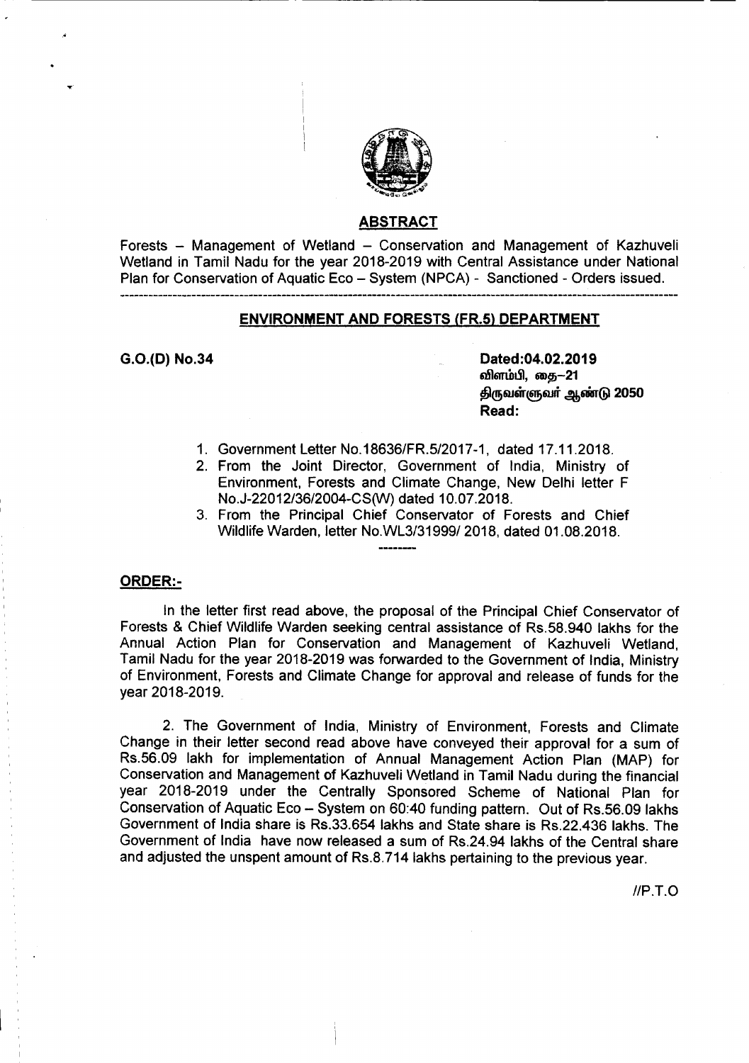## ABSTRACT

Forests – Management of Wetland – Conservation and Management of Kazhuveli Wetland in Tamil Nadu for the year 2018-2019 with Central Assistance under National Plan for Conservation of Aquatic Eco – System (NPCA) - Sanctioned - Orders issued.

---

## ENVIRONMENT AND FORESTS (FR.5) DEPARTMENT

**G.O.(D) No.34** **Dated:04.02.2019**
**விளம்பி, தை–21**
**திருவள்ளுவர் ஆண்டு 2050**
**Read:**

1. Government Letter No.18636/FR.5/2017-1, dated 17.11.2018.
2. From the Joint Director, Government of India, Ministry of Environment, Forests and Climate Change, New Delhi letter F No.J-22012/36/2004-CS(W) dated 10.07.2018.
3. From the Principal Chief Conservator of Forests and Chief Wildlife Warden, letter No.WL3/31999/ 2018, dated 01.08.2018.

---

## ORDER:-

In the letter first read above, the proposal of the Principal Chief Conservator of Forests & Chief Wildlife Warden seeking central assistance of Rs.58.940 lakhs for the Annual Action Plan for Conservation and Management of Kazhuveli Wetland, Tamil Nadu for the year 2018-2019 was forwarded to the Government of India, Ministry of Environment, Forests and Climate Change for approval and release of funds for the year 2018-2019.

2. The Government of India, Ministry of Environment, Forests and Climate Change in their letter second read above have conveyed their approval for a sum of Rs.56.09 lakh for implementation of Annual Management Action Plan (MAP) for Conservation and Management of Kazhuveli Wetland in Tamil Nadu during the financial year 2018-2019 under the Centrally Sponsored Scheme of National Plan for Conservation of Aquatic Eco – System on 60:40 funding pattern. Out of Rs.56.09 lakhs Government of India share is Rs.33.654 lakhs and State share is Rs.22.436 lakhs. The Government of India have now released a sum of Rs.24.94 lakhs of the Central share and adjusted the unspent amount of Rs.8.714 lakhs pertaining to the previous year.

//P.T.O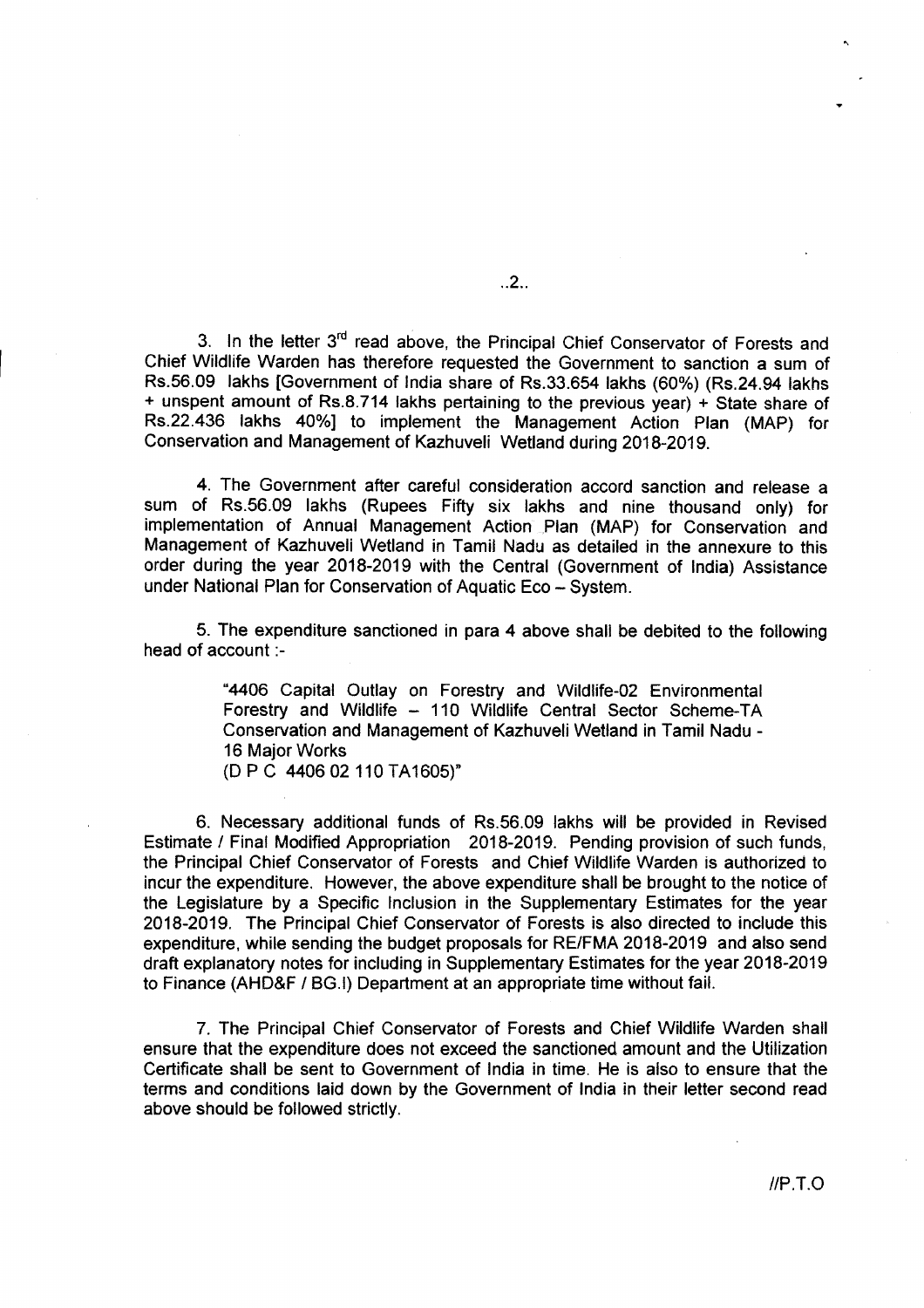3. In the letter 3rd read above, the Principal Chief Conservator of Forests and Chief Wildlife Warden has therefore requested the Government to sanction a sum of Rs.56.09 lakhs [Government of India share of Rs.33.654 lakhs (60%) (Rs.24.94 lakhs + unspent amount of Rs.8.714 lakhs pertaining to the previous year) + State share of Rs.22.436 lakhs 40%] to implement the Management Action Plan (MAP) for Conservation and Management of Kazhuveli Wetland during 2018-2019.

4. The Government after careful consideration accord sanction and release a sum of Rs.56.09 lakhs (Rupees Fifty six lakhs and nine thousand only) for implementation of Annual Management Action Plan (MAP) for Conservation and Management of Kazhuveli Wetland in Tamil Nadu as detailed in the annexure to this order during the year 2018-2019 with the Central (Government of India) Assistance under National Plan for Conservation of Aquatic Eco – System.

5. The expenditure sanctioned in para 4 above shall be debited to the following head of account :-

> "4406 Capital Outlay on Forestry and Wildlife-02 Environmental Forestry and Wildlife – 110 Wildlife Central Sector Scheme-TA Conservation and Management of Kazhuveli Wetland in Tamil Nadu - 16 Major Works
> (D P C 4406 02 110 TA1605)"

6. Necessary additional funds of Rs.56.09 lakhs will be provided in Revised Estimate / Final Modified Appropriation 2018-2019. Pending provision of such funds, the Principal Chief Conservator of Forests and Chief Wildlife Warden is authorized to incur the expenditure. However, the above expenditure shall be brought to the notice of the Legislature by a Specific Inclusion in the Supplementary Estimates for the year 2018-2019. The Principal Chief Conservator of Forests is also directed to include this expenditure, while sending the budget proposals for RE/FMA 2018-2019 and also send draft explanatory notes for including in Supplementary Estimates for the year 2018-2019 to Finance (AHD&F / BG.I) Department at an appropriate time without fail.

7. The Principal Chief Conservator of Forests and Chief Wildlife Warden shall ensure that the expenditure does not exceed the sanctioned amount and the Utilization Certificate shall be sent to Government of India in time. He is also to ensure that the terms and conditions laid down by the Government of India in their letter second read above should be followed strictly.

//P.T.O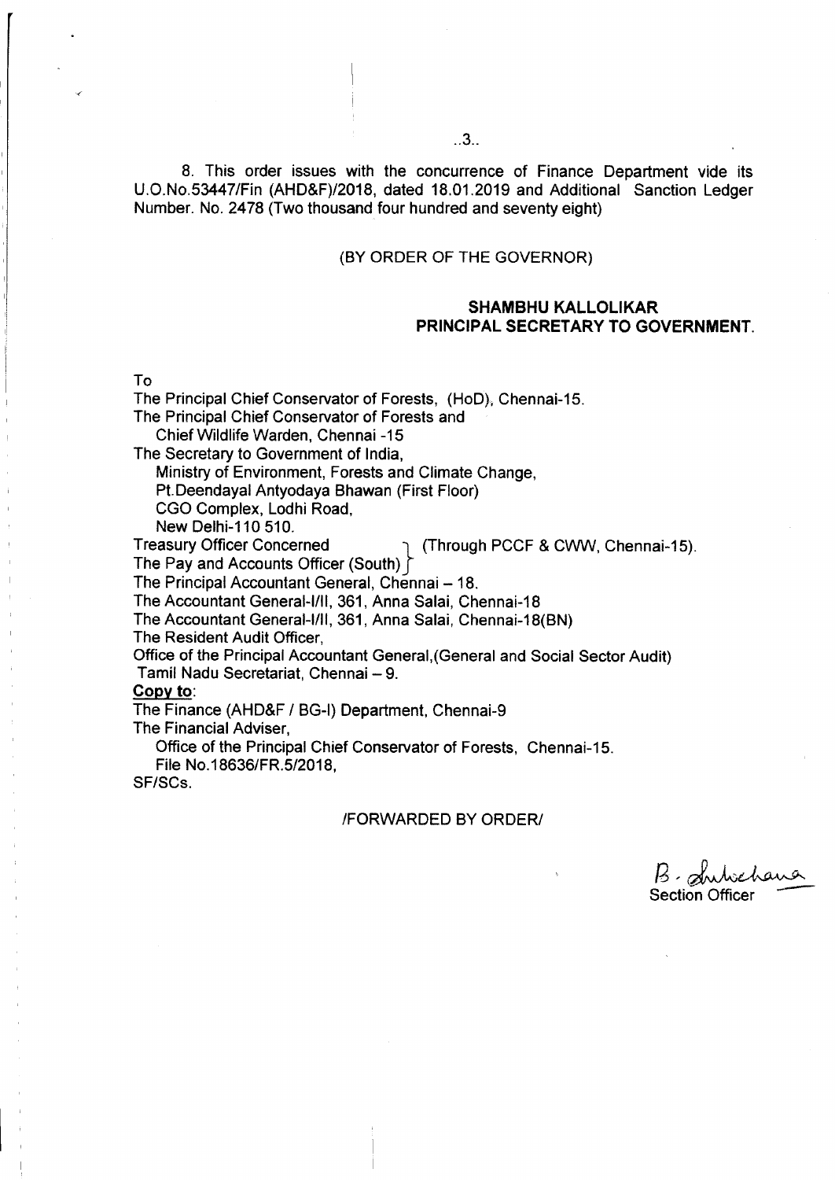8. This order issues with the concurrence of Finance Department vide its U.O.No.53447/Fin (AHD&F)/2018, dated 18.01.2019 and Additional Sanction Ledger Number. No. 2478 (Two thousand four hundred and seventy eight)

(BY ORDER OF THE GOVERNOR)

**SHAMBHU KALLOLIKAR**
**PRINCIPAL SECRETARY TO GOVERNMENT.**

To

The Principal Chief Conservator of Forests, (HoD), Chennai-15.
The Principal Chief Conservator of Forests and
Chief Wildlife Warden, Chennai -15
The Secretary to Government of India,
Ministry of Environment, Forests and Climate Change,
Pt.Deendayal Antyodaya Bhawan (First Floor)
CGO Complex, Lodhi Road,
New Delhi-110 510.
Treasury Officer Concerned
The Pay and Accounts Officer (South) } (Through PCCF & CWW, Chennai-15).
The Principal Accountant General, Chennai – 18.
The Accountant General-I/II, 361, Anna Salai, Chennai-18
The Accountant General-I/II, 361, Anna Salai, Chennai-18(BN)
The Resident Audit Officer,
Office of the Principal Accountant General,(General and Social Sector Audit)
Tamil Nadu Secretariat, Chennai – 9.

**Copy to:**

The Finance (AHD&F / BG-I) Department, Chennai-9
The Financial Adviser,
Office of the Principal Chief Conservator of Forests, Chennai-15.
File No.18636/FR.5/2018,
SF/SCs.

/FORWARDED BY ORDER/

B. Sulochana
Section Officer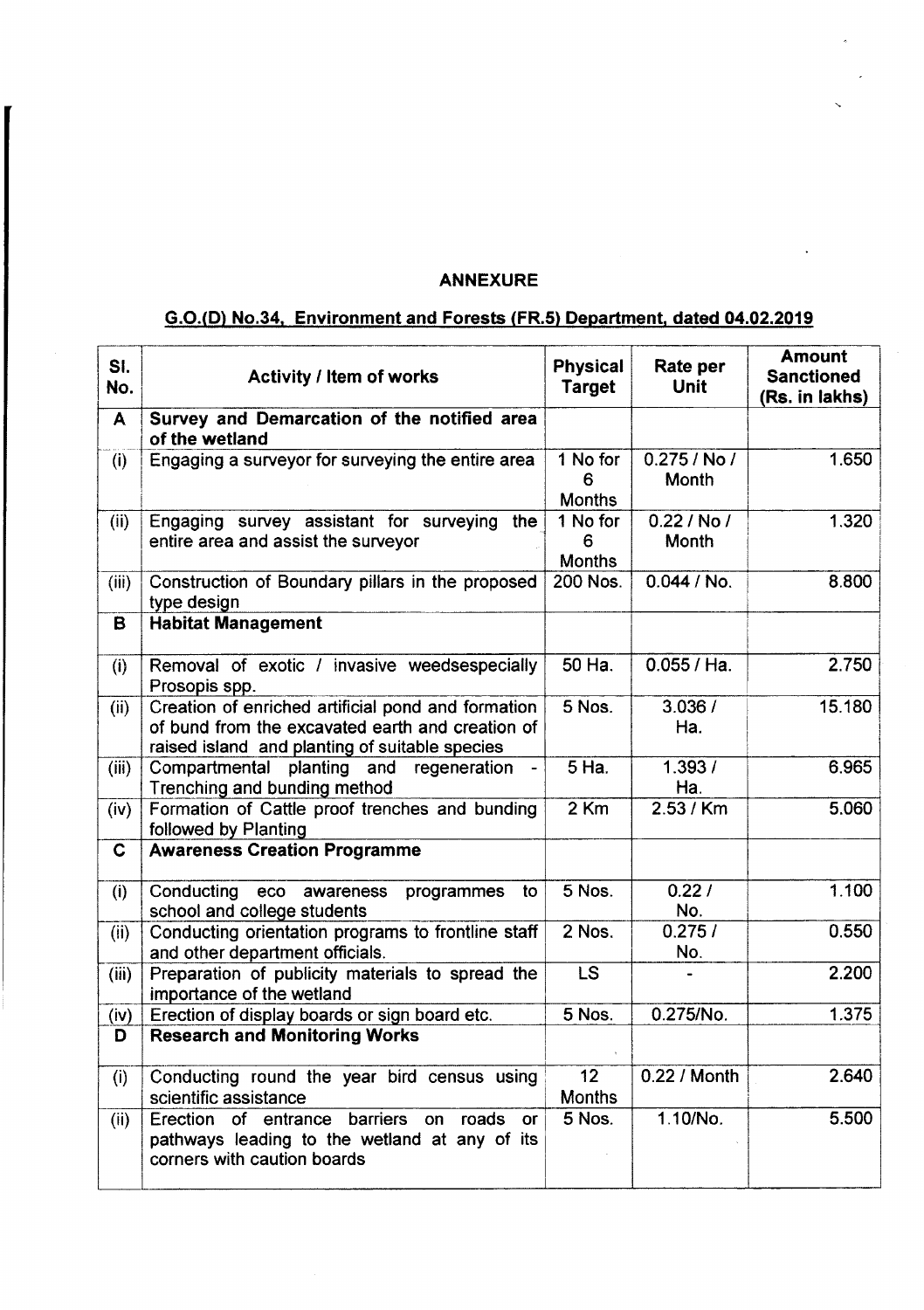## ANNEXURE

### G.O.(D) No.34, Environment and Forests (FR.5) Department, dated 04.02.2019

| Sl. No. | Activity / Item of works | Physical Target | Rate per Unit | Amount Sanctioned (Rs. in lakhs) |
|---|---|---|---|---|
| **A** | **Survey and Demarcation of the notified area of the wetland** | | | |
| (i) | Engaging a surveyor for surveying the entire area | 1 No for 6 Months | 0.275 / No / Month | 1.650 |
| (ii) | Engaging survey assistant for surveying the entire area and assist the surveyor | 1 No for 6 Months | 0.22 / No / Month | 1.320 |
| (iii) | Construction of Boundary pillars in the proposed type design | 200 Nos. | 0.044 / No. | 8.800 |
| **B** | **Habitat Management** | | | |
| (i) | Removal of exotic / invasive weedsespecially Prosopis spp. | 50 Ha. | 0.055 / Ha. | 2.750 |
| (ii) | Creation of enriched artificial pond and formation of bund from the excavated earth and creation of raised island and planting of suitable species | 5 Nos. | 3.036 / Ha. | 15.180 |
| (iii) | Compartmental planting and regeneration - Trenching and bunding method | 5 Ha. | 1.393 / Ha. | 6.965 |
| (iv) | Formation of Cattle proof trenches and bunding followed by Planting | 2 Km | 2.53 / Km | 5.060 |
| **C** | **Awareness Creation Programme** | | | |
| (i) | Conducting eco awareness programmes to school and college students | 5 Nos. | 0.22 / No. | 1.100 |
| (ii) | Conducting orientation programs to frontline staff and other department officials. | 2 Nos. | 0.275 / No. | 0.550 |
| (iii) | Preparation of publicity materials to spread the importance of the wetland | LS | - | 2.200 |
| (iv) | Erection of display boards or sign board etc. | 5 Nos. | 0.275/No. | 1.375 |
| **D** | **Research and Monitoring Works** | | | |
| (i) | Conducting round the year bird census using scientific assistance | 12 Months | 0.22 / Month | 2.640 |
| (ii) | Erection of entrance barriers on roads or pathways leading to the wetland at any of its corners with caution boards | 5 Nos. | 1.10/No. | 5.500 |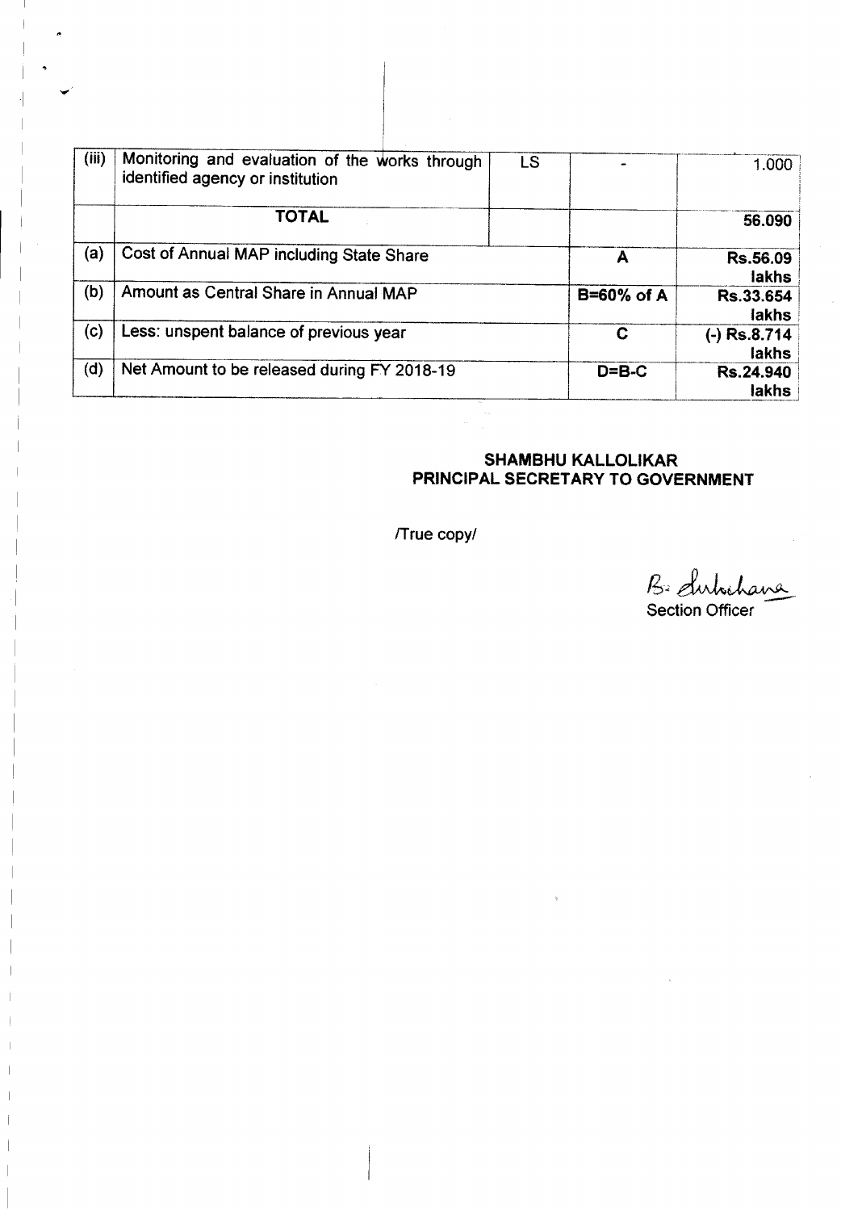| | | | | |
|---|---|---|---|---|
| (iii) | Monitoring and evaluation of the works through identified agency or institution | LS | - | 1.000 |
| | **TOTAL** | | | **56.090** |
| (a) | Cost of Annual MAP including State Share | | **A** | **Rs.56.09 lakhs** |
| (b) | Amount as Central Share in Annual MAP | | **B=60% of A** | **Rs.33.654 lakhs** |
| (c) | Less: unspent balance of previous year | | **C** | **(-) Rs.8.714 lakhs** |
| (d) | Net Amount to be released during FY 2018-19 | | **D=B-C** | **Rs.24.940 lakhs** |

**SHAMBHU KALLOLIKAR**
**PRINCIPAL SECRETARY TO GOVERNMENT**

/True copy/

B. Subhashana
Section Officer